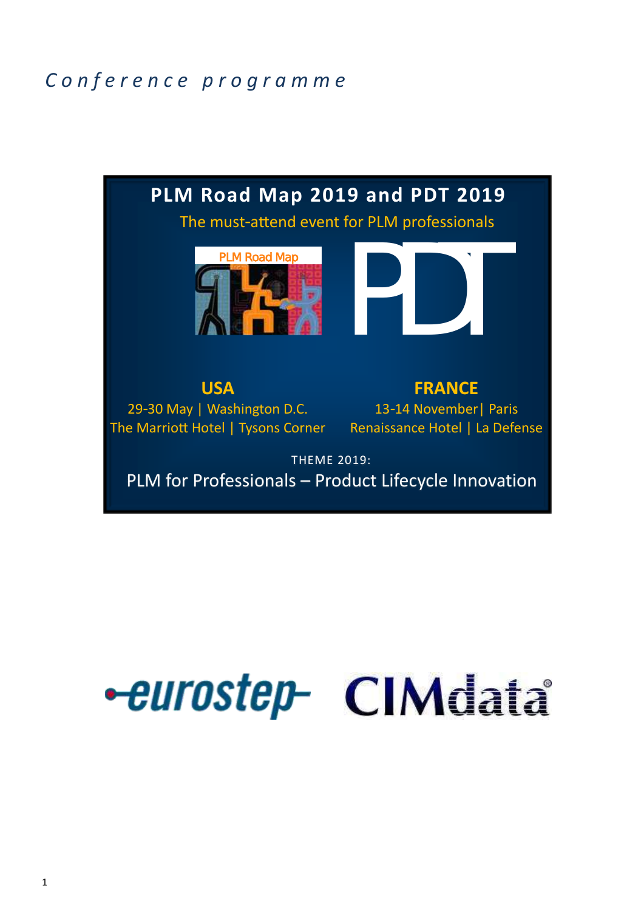*Conference programme*

# PLM Road Map 2019 and PDT 2019

The must-attend event for PLM professionals

PLM Road Map

PDT

**USA**

29-30 May | Washington D.C.
The Marriott Hotel | Tysons Corner

**FRANCE**

13-14 November| Paris
Renaissance Hotel | La Defense

THEME 2019:

PLM for Professionals – Product Lifecycle Innovation

eurostep CIMdata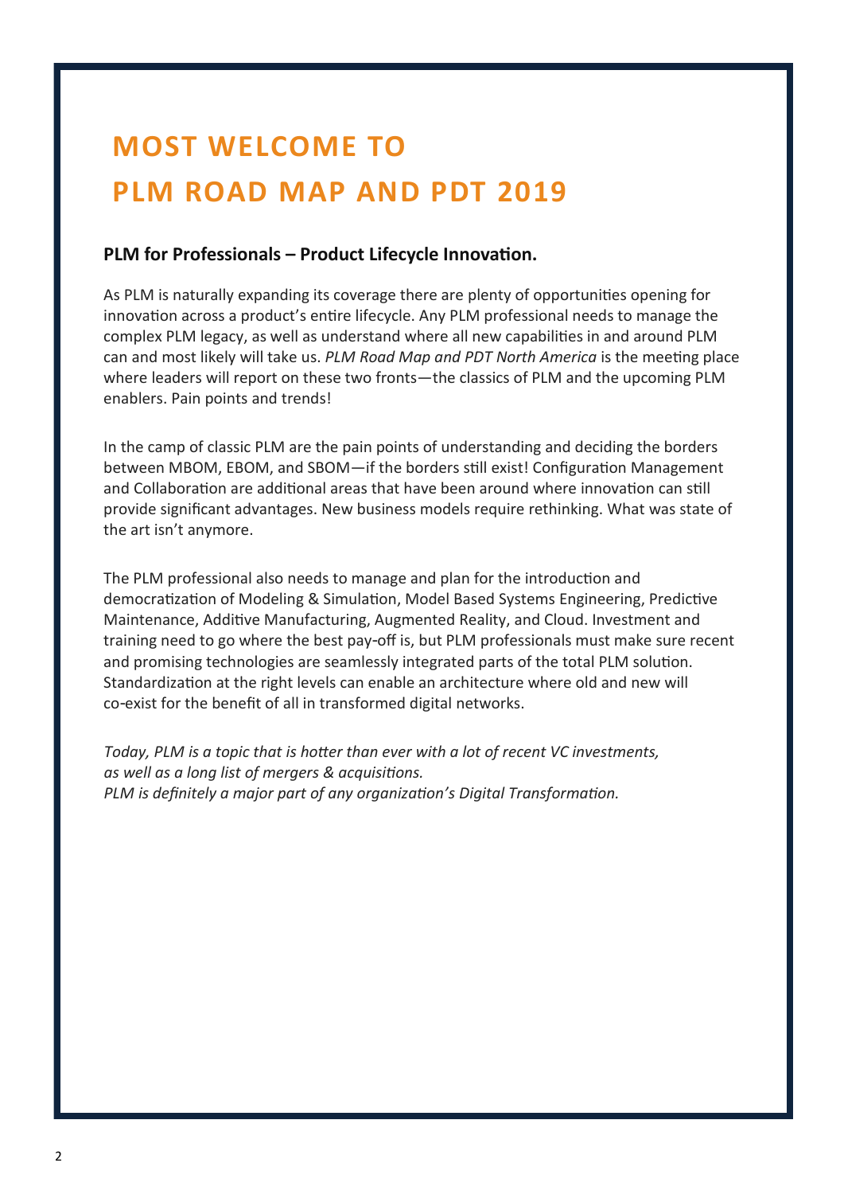# MOST WELCOME TO PLM ROAD MAP AND PDT 2019

**PLM for Professionals – Product Lifecycle Innovation.**

As PLM is naturally expanding its coverage there are plenty of opportunities opening for innovation across a product's entire lifecycle. Any PLM professional needs to manage the complex PLM legacy, as well as understand where all new capabilities in and around PLM can and most likely will take us. *PLM Road Map and PDT North America* is the meeting place where leaders will report on these two fronts—the classics of PLM and the upcoming PLM enablers. Pain points and trends!

In the camp of classic PLM are the pain points of understanding and deciding the borders between MBOM, EBOM, and SBOM—if the borders still exist! Configuration Management and Collaboration are additional areas that have been around where innovation can still provide significant advantages. New business models require rethinking. What was state of the art isn't anymore.

The PLM professional also needs to manage and plan for the introduction and democratization of Modeling & Simulation, Model Based Systems Engineering, Predictive Maintenance, Additive Manufacturing, Augmented Reality, and Cloud. Investment and training need to go where the best pay-off is, but PLM professionals must make sure recent and promising technologies are seamlessly integrated parts of the total PLM solution. Standardization at the right levels can enable an architecture where old and new will co-exist for the benefit of all in transformed digital networks.

*Today, PLM is a topic that is hotter than ever with a lot of recent VC investments, as well as a long list of mergers & acquisitions.*
*PLM is definitely a major part of any organization's Digital Transformation.*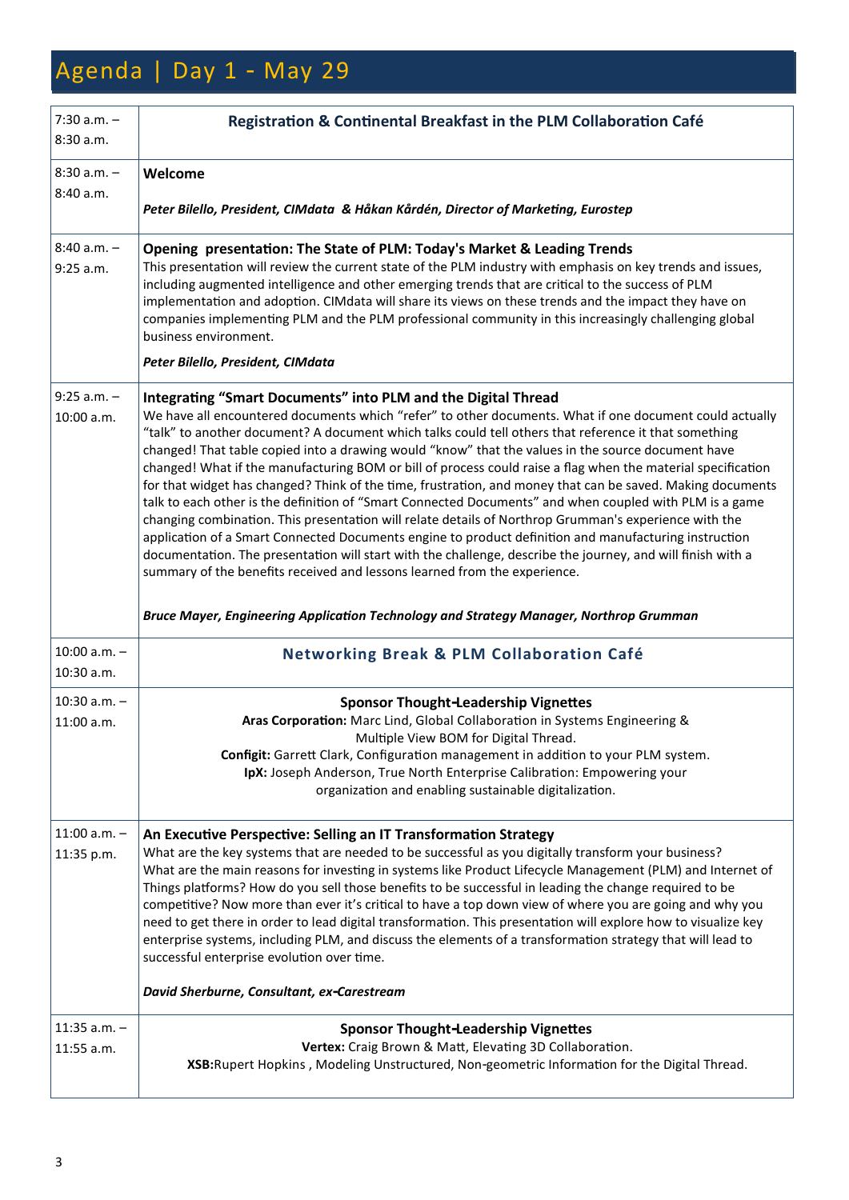# Agenda | Day 1 - May 29

| | |
|---|---|
| 7:30 a.m. – 8:30 a.m. | **Registration & Continental Breakfast in the PLM Collaboration Café** |
| 8:30 a.m. – 8:40 a.m. | **Welcome**<br><br>***Peter Bilello, President, CIMdata & Håkan Kårdén, Director of Marketing, Eurostep*** |
| 8:40 a.m. – 9:25 a.m. | **Opening presentation: The State of PLM: Today's Market & Leading Trends**<br>This presentation will review the current state of the PLM industry with emphasis on key trends and issues, including augmented intelligence and other emerging trends that are critical to the success of PLM implementation and adoption. CIMdata will share its views on these trends and the impact they have on companies implementing PLM and the PLM professional community in this increasingly challenging global business environment.<br><br>***Peter Bilello, President, CIMdata*** |
| 9:25 a.m. – 10:00 a.m. | **Integrating "Smart Documents" into PLM and the Digital Thread**<br>We have all encountered documents which "refer" to other documents. What if one document could actually "talk" to another document? A document which talks could tell others that reference it that something changed! That table copied into a drawing would "know" that the values in the source document have changed! What if the manufacturing BOM or bill of process could raise a flag when the material specification for that widget has changed? Think of the time, frustration, and money that can be saved. Making documents talk to each other is the definition of "Smart Connected Documents" and when coupled with PLM is a game changing combination. This presentation will relate details of Northrop Grumman's experience with the application of a Smart Connected Documents engine to product definition and manufacturing instruction documentation. The presentation will start with the challenge, describe the journey, and will finish with a summary of the benefits received and lessons learned from the experience.<br><br>***Bruce Mayer, Engineering Application Technology and Strategy Manager, Northrop Grumman*** |
| 10:00 a.m. – 10:30 a.m. | **Networking Break & PLM Collaboration Café** |
| 10:30 a.m. – 11:00 a.m. | **Sponsor Thought-Leadership Vignettes**<br>**Aras Corporation:** Marc Lind, Global Collaboration in Systems Engineering & Multiple View BOM for Digital Thread.<br>**Configit:** Garrett Clark, Configuration management in addition to your PLM system.<br>**IpX:** Joseph Anderson, True North Enterprise Calibration: Empowering your organization and enabling sustainable digitalization. |
| 11:00 a.m. – 11:35 p.m. | **An Executive Perspective: Selling an IT Transformation Strategy**<br>What are the key systems that are needed to be successful as you digitally transform your business? What are the main reasons for investing in systems like Product Lifecycle Management (PLM) and Internet of Things platforms? How do you sell those benefits to be successful in leading the change required to be competitive? Now more than ever it's critical to have a top down view of where you are going and why you need to get there in order to lead digital transformation. This presentation will explore how to visualize key enterprise systems, including PLM, and discuss the elements of a transformation strategy that will lead to successful enterprise evolution over time.<br><br>***David Sherburne, Consultant, ex-Carestream*** |
| 11:35 a.m. – 11:55 a.m. | **Sponsor Thought-Leadership Vignettes**<br>**Vertex:** Craig Brown & Matt, Elevating 3D Collaboration.<br>**XSB:**Rupert Hopkins , Modeling Unstructured, Non-geometric Information for the Digital Thread. |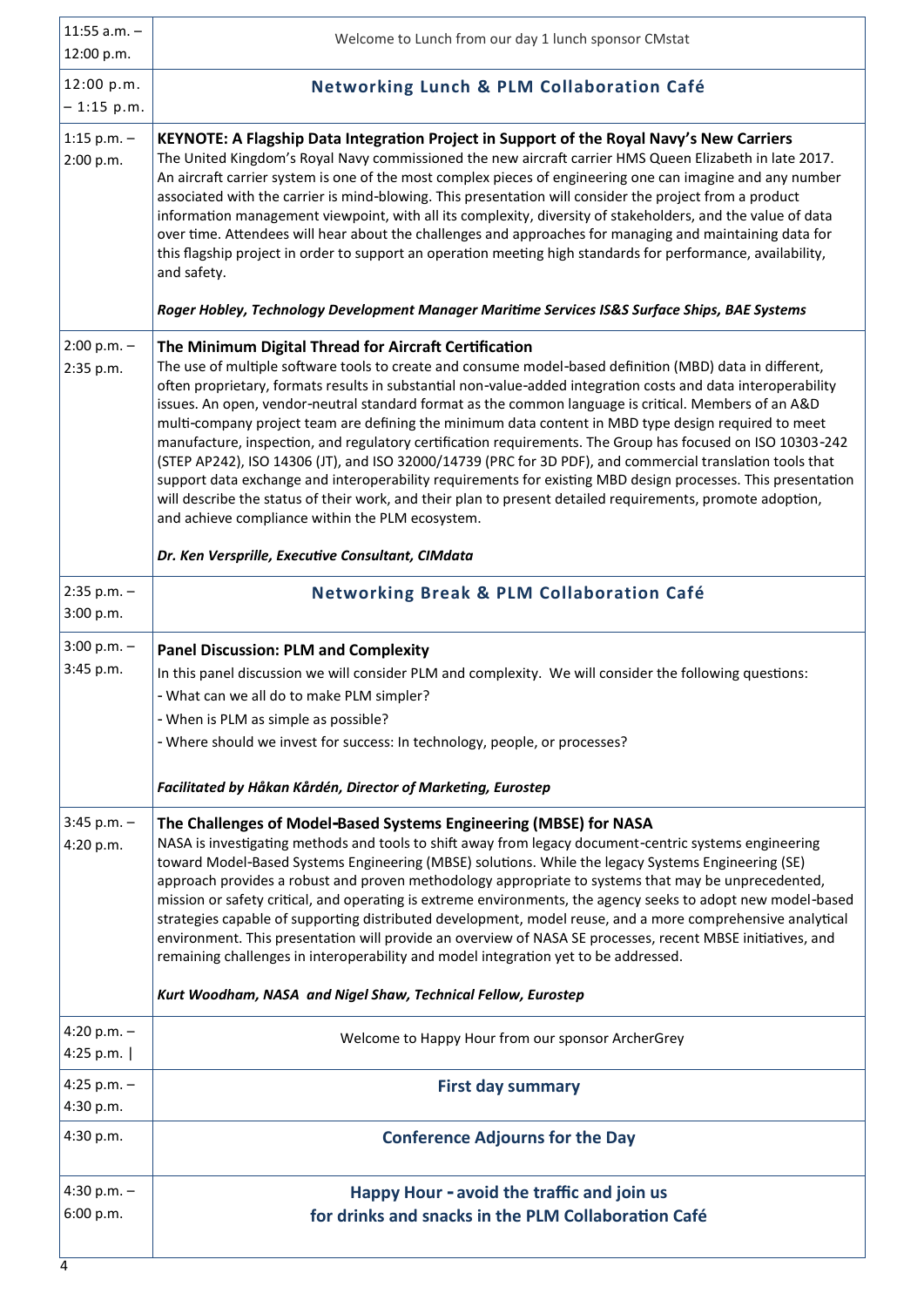| Time | Session |
| --- | --- |
| 11:55 a.m. – 12:00 p.m. | Welcome to Lunch from our day 1 lunch sponsor CMstat |
| 12:00 p.m. – 1:15 p.m. | **Networking Lunch & PLM Collaboration Café** |
| 1:15 p.m. – 2:00 p.m. | **KEYNOTE: A Flagship Data Integration Project in Support of the Royal Navy's New Carriers**<br>The United Kingdom's Royal Navy commissioned the new aircraft carrier HMS Queen Elizabeth in late 2017. An aircraft carrier system is one of the most complex pieces of engineering one can imagine and any number associated with the carrier is mind-blowing. This presentation will consider the project from a product information management viewpoint, with all its complexity, diversity of stakeholders, and the value of data over time. Attendees will hear about the challenges and approaches for managing and maintaining data for this flagship project in order to support an operation meeting high standards for performance, availability, and safety.<br><br>***Roger Hobley, Technology Development Manager Maritime Services IS&S Surface Ships, BAE Systems*** |
| 2:00 p.m. – 2:35 p.m. | **The Minimum Digital Thread for Aircraft Certification**<br>The use of multiple software tools to create and consume model-based definition (MBD) data in different, often proprietary, formats results in substantial non-value-added integration costs and data interoperability issues. An open, vendor-neutral standard format as the common language is critical. Members of an A&D multi-company project team are defining the minimum data content in MBD type design required to meet manufacture, inspection, and regulatory certification requirements. The Group has focused on ISO 10303-242 (STEP AP242), ISO 14306 (JT), and ISO 32000/14739 (PRC for 3D PDF), and commercial translation tools that support data exchange and interoperability requirements for existing MBD design processes. This presentation will describe the status of their work, and their plan to present detailed requirements, promote adoption, and achieve compliance within the PLM ecosystem.<br><br>***Dr. Ken Versprille, Executive Consultant, CIMdata*** |
| 2:35 p.m. – 3:00 p.m. | **Networking Break & PLM Collaboration Café** |
| 3:00 p.m. – 3:45 p.m. | **Panel Discussion: PLM and Complexity**<br>In this panel discussion we will consider PLM and complexity. We will consider the following questions:<br>- What can we all do to make PLM simpler?<br>- When is PLM as simple as possible?<br>- Where should we invest for success: In technology, people, or processes?<br><br>***Facilitated by Håkan Kårdén, Director of Marketing, Eurostep*** |
| 3:45 p.m. – 4:20 p.m. | **The Challenges of Model-Based Systems Engineering (MBSE) for NASA**<br>NASA is investigating methods and tools to shift away from legacy document-centric systems engineering toward Model-Based Systems Engineering (MBSE) solutions. While the legacy Systems Engineering (SE) approach provides a robust and proven methodology appropriate to systems that may be unprecedented, mission or safety critical, and operating is extreme environments, the agency seeks to adopt new model-based strategies capable of supporting distributed development, model reuse, and a more comprehensive analytical environment. This presentation will provide an overview of NASA SE processes, recent MBSE initiatives, and remaining challenges in interoperability and model integration yet to be addressed.<br><br>***Kurt Woodham, NASA and Nigel Shaw, Technical Fellow, Eurostep*** |
| 4:20 p.m. – 4:25 p.m. \| | Welcome to Happy Hour from our sponsor ArcherGrey |
| 4:25 p.m. – 4:30 p.m. | **First day summary** |
| 4:30 p.m. | **Conference Adjourns for the Day** |
| 4:30 p.m. – 6:00 p.m. | **Happy Hour - avoid the traffic and join us for drinks and snacks in the PLM Collaboration Café** |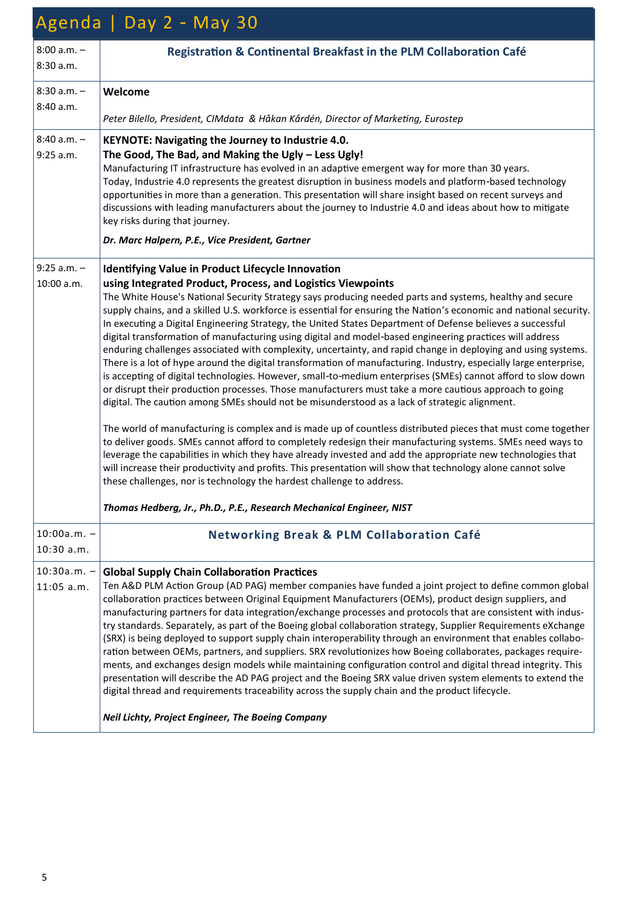# Agenda | Day 2 - May 30

| Time | Session |
|---|---|
| 8:00 a.m. – 8:30 a.m. | **Registration & Continental Breakfast in the PLM Collaboration Café** |
| 8:30 a.m. – 8:40 a.m. | **Welcome**<br><br>*Peter Bilello, President, CIMdata & Håkan Kårdén, Director of Marketing, Eurostep* |
| 8:40 a.m. – 9:25 a.m. | **KEYNOTE: Navigating the Journey to Industrie 4.0.**<br>**The Good, The Bad, and Making the Ugly – Less Ugly!**<br>Manufacturing IT infrastructure has evolved in an adaptive emergent way for more than 30 years. Today, Industrie 4.0 represents the greatest disruption in business models and platform-based technology opportunities in more than a generation. This presentation will share insight based on recent surveys and discussions with leading manufacturers about the journey to Industrie 4.0 and ideas about how to mitigate key risks during that journey.<br><br>***Dr. Marc Halpern, P.E., Vice President, Gartner*** |
| 9:25 a.m. – 10:00 a.m. | **Identifying Value in Product Lifecycle Innovation**<br>**using Integrated Product, Process, and Logistics Viewpoints**<br>The White House's National Security Strategy says producing needed parts and systems, healthy and secure supply chains, and a skilled U.S. workforce is essential for ensuring the Nation's economic and national security. In executing a Digital Engineering Strategy, the United States Department of Defense believes a successful digital transformation of manufacturing using digital and model-based engineering practices will address enduring challenges associated with complexity, uncertainty, and rapid change in deploying and using systems. There is a lot of hype around the digital transformation of manufacturing. Industry, especially large enterprise, is accepting of digital technologies. However, small-to-medium enterprises (SMEs) cannot afford to slow down or disrupt their production processes. Those manufacturers must take a more cautious approach to going digital. The caution among SMEs should not be misunderstood as a lack of strategic alignment.<br><br>The world of manufacturing is complex and is made up of countless distributed pieces that must come together to deliver goods. SMEs cannot afford to completely redesign their manufacturing systems. SMEs need ways to leverage the capabilities in which they have already invested and add the appropriate new technologies that will increase their productivity and profits. This presentation will show that technology alone cannot solve these challenges, nor is technology the hardest challenge to address.<br><br>***Thomas Hedberg, Jr., Ph.D., P.E., Research Mechanical Engineer, NIST*** |
| 10:00a.m. – 10:30 a.m. | **Networking Break & PLM Collaboration Café** |
| 10:30a.m. – 11:05 a.m. | **Global Supply Chain Collaboration Practices**<br>Ten A&D PLM Action Group (AD PAG) member companies have funded a joint project to define common global collaboration practices between Original Equipment Manufacturers (OEMs), product design suppliers, and manufacturing partners for data integration/exchange processes and protocols that are consistent with industry standards. Separately, as part of the Boeing global collaboration strategy, Supplier Requirements eXchange (SRX) is being deployed to support supply chain interoperability through an environment that enables collaboration between OEMs, partners, and suppliers. SRX revolutionizes how Boeing collaborates, packages requirements, and exchanges design models while maintaining configuration control and digital thread integrity. This presentation will describe the AD PAG project and the Boeing SRX value driven system elements to extend the digital thread and requirements traceability across the supply chain and the product lifecycle.<br><br>***Neil Lichty, Project Engineer, The Boeing Company*** |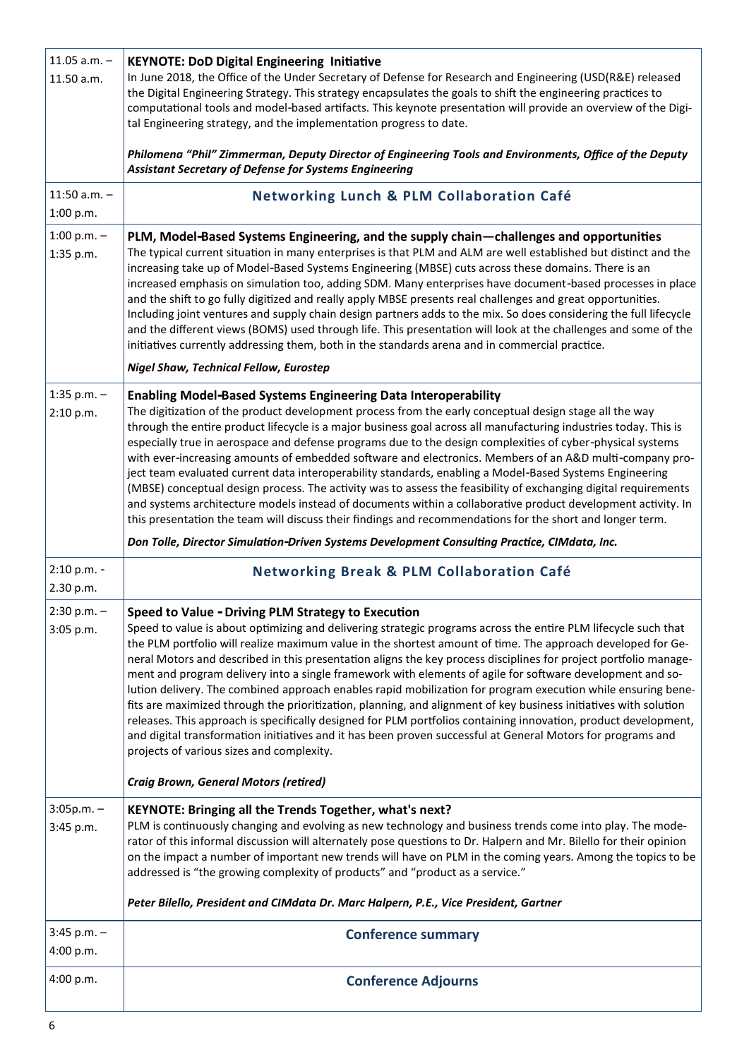| | |
|---|---|
| 11.05 a.m. – 11.50 a.m. | **KEYNOTE: DoD Digital Engineering Initiative**<br>In June 2018, the Office of the Under Secretary of Defense for Research and Engineering (USD(R&E)) released the Digital Engineering Strategy. This strategy encapsulates the goals to shift the engineering practices to computational tools and model-based artifacts. This keynote presentation will provide an overview of the Digital Engineering strategy, and the implementation progress to date.<br><br>***Philomena "Phil" Zimmerman, Deputy Director of Engineering Tools and Environments, Office of the Deputy Assistant Secretary of Defense for Systems Engineering*** |
| 11:50 a.m. – 1:00 p.m. | **Networking Lunch & PLM Collaboration Café** |
| 1:00 p.m. – 1:35 p.m. | **PLM, Model-Based Systems Engineering, and the supply chain—challenges and opportunities**<br>The typical current situation in many enterprises is that PLM and ALM are well established but distinct and the increasing take up of Model-Based Systems Engineering (MBSE) cuts across these domains. There is an increased emphasis on simulation too, adding SDM. Many enterprises have document-based processes in place and the shift to go fully digitized and really apply MBSE presents real challenges and great opportunities. Including joint ventures and supply chain design partners adds to the mix. So does considering the full lifecycle and the different views (BOMS) used through life. This presentation will look at the challenges and some of the initiatives currently addressing them, both in the standards arena and in commercial practice.<br><br>***Nigel Shaw, Technical Fellow, Eurostep*** |
| 1:35 p.m. – 2:10 p.m. | **Enabling Model-Based Systems Engineering Data Interoperability**<br>The digitization of the product development process from the early conceptual design stage all the way through the entire product lifecycle is a major business goal across all manufacturing industries today. This is especially true in aerospace and defense programs due to the design complexities of cyber-physical systems with ever-increasing amounts of embedded software and electronics. Members of an A&D multi-company project team evaluated current data interoperability standards, enabling a Model-Based Systems Engineering (MBSE) conceptual design process. The activity was to assess the feasibility of exchanging digital requirements and systems architecture models instead of documents within a collaborative product development activity. In this presentation the team will discuss their findings and recommendations for the short and longer term.<br><br>***Don Tolle, Director Simulation-Driven Systems Development Consulting Practice, CIMdata, Inc.*** |
| 2:10 p.m. - 2.30 p.m. | **Networking Break & PLM Collaboration Café** |
| 2:30 p.m. – 3:05 p.m. | **Speed to Value - Driving PLM Strategy to Execution**<br>Speed to value is about optimizing and delivering strategic programs across the entire PLM lifecycle such that the PLM portfolio will realize maximum value in the shortest amount of time. The approach developed for General Motors and described in this presentation aligns the key process disciplines for project portfolio management and program delivery into a single framework with elements of agile for software development and solution delivery. The combined approach enables rapid mobilization for program execution while ensuring benefits are maximized through the prioritization, planning, and alignment of key business initiatives with solution releases. This approach is specifically designed for PLM portfolios containing innovation, product development, and digital transformation initiatives and it has been proven successful at General Motors for programs and projects of various sizes and complexity.<br><br>***Craig Brown, General Motors (retired)*** |
| 3:05p.m. – 3:45 p.m. | **KEYNOTE: Bringing all the Trends Together, what's next?**<br>PLM is continuously changing and evolving as new technology and business trends come into play. The moderator of this informal discussion will alternately pose questions to Dr. Halpern and Mr. Bilello for their opinion on the impact a number of important new trends will have on PLM in the coming years. Among the topics to be addressed is "the growing complexity of products" and "product as a service."<br><br>***Peter Bilello, President and CIMdata Dr. Marc Halpern, P.E., Vice President, Gartner*** |
| 3:45 p.m. – 4:00 p.m. | **Conference summary** |
| 4:00 p.m. | **Conference Adjourns** |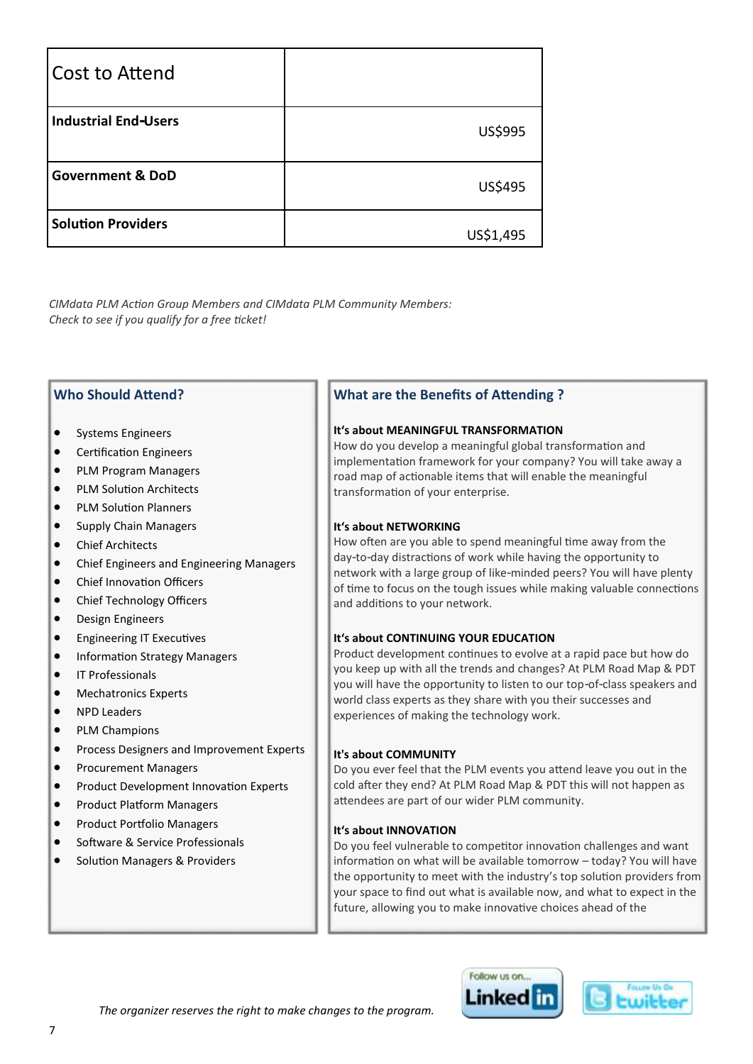| Cost to Attend | |
|---|---|
| **Industrial End-Users** | US$995 |
| **Government & DoD** | US$495 |
| **Solution Providers** | US$1,495 |

*CIMdata PLM Action Group Members and CIMdata PLM Community Members: Check to see if you qualify for a free ticket!*

## Who Should Attend?

- Systems Engineers
- Certification Engineers
- PLM Program Managers
- PLM Solution Architects
- PLM Solution Planners
- Supply Chain Managers
- Chief Architects
- Chief Engineers and Engineering Managers
- Chief Innovation Officers
- Chief Technology Officers
- Design Engineers
- Engineering IT Executives
- Information Strategy Managers
- IT Professionals
- Mechatronics Experts
- NPD Leaders
- PLM Champions
- Process Designers and Improvement Experts
- Procurement Managers
- Product Development Innovation Experts
- Product Platform Managers
- Product Portfolio Managers
- Software & Service Professionals
- Solution Managers & Providers

## What are the Benefits of Attending ?

**It's about MEANINGFUL TRANSFORMATION**
How do you develop a meaningful global transformation and implementation framework for your company? You will take away a road map of actionable items that will enable the meaningful transformation of your enterprise.

**It's about NETWORKING**
How often are you able to spend meaningful time away from the day-to-day distractions of work while having the opportunity to network with a large group of like-minded peers? You will have plenty of time to focus on the tough issues while making valuable connections and additions to your network.

**It's about CONTINUING YOUR EDUCATION**
Product development continues to evolve at a rapid pace but how do you keep up with all the trends and changes? At PLM Road Map & PDT you will have the opportunity to listen to our top-of-class speakers and world class experts as they share with you their successes and experiences of making the technology work.

**It's about COMMUNITY**
Do you ever feel that the PLM events you attend leave you out in the cold after they end? At PLM Road Map & PDT this will not happen as attendees are part of our wider PLM community.

**It's about INNOVATION**
Do you feel vulnerable to competitor innovation challenges and want information on what will be available tomorrow – today? You will have the opportunity to meet with the industry's top solution providers from your space to find out what is available now, and what to expect in the future, allowing you to make innovative choices ahead of the

Follow us on... LinkedIn

Follow Us On twitter

*The organizer reserves the right to make changes to the program.*